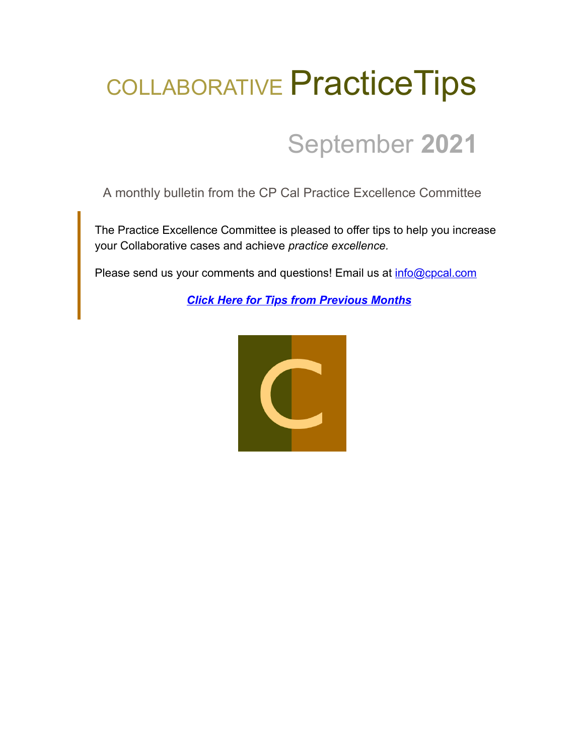# COLLABORATIVE PracticeTips

## September **2021**

A monthly bulletin from the CP Cal Practice Excellence Committee

> The Practice Excellence Committee is pleased to offer tips to help you increase your Collaborative cases and achieve *practice excellence.*
>
> Please send us your comments and questions! Email us at info@cpcal.com
>
> ***Click Here for Tips from Previous Months***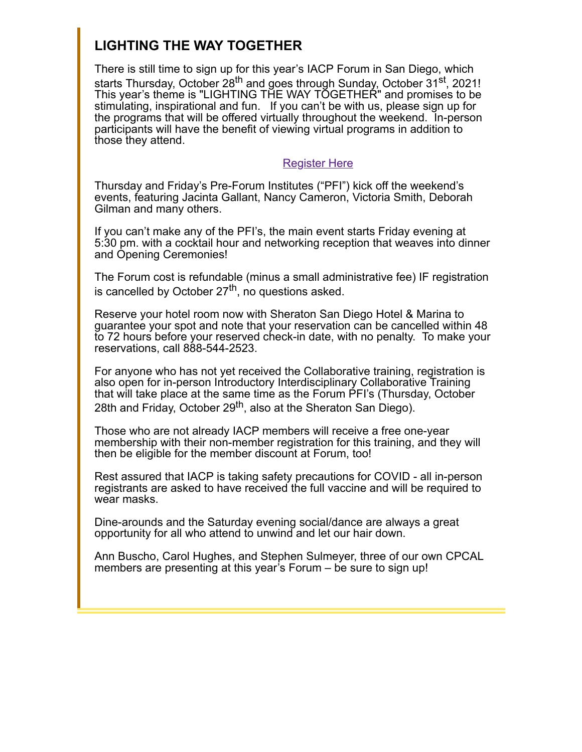## LIGHTING THE WAY TOGETHER

There is still time to sign up for this year's IACP Forum in San Diego, which starts Thursday, October 28th and goes through Sunday, October 31st, 2021! This year's theme is "LIGHTING THE WAY TOGETHER" and promises to be stimulating, inspirational and fun. If you can't be with us, please sign up for the programs that will be offered virtually throughout the weekend. In-person participants will have the benefit of viewing virtual programs in addition to those they attend.

Register Here

Thursday and Friday's Pre-Forum Institutes ("PFI") kick off the weekend's events, featuring Jacinta Gallant, Nancy Cameron, Victoria Smith, Deborah Gilman and many others.

If you can't make any of the PFI's, the main event starts Friday evening at 5:30 pm. with a cocktail hour and networking reception that weaves into dinner and Opening Ceremonies!

The Forum cost is refundable (minus a small administrative fee) IF registration is cancelled by October 27th, no questions asked.

Reserve your hotel room now with Sheraton San Diego Hotel & Marina to guarantee your spot and note that your reservation can be cancelled within 48 to 72 hours before your reserved check-in date, with no penalty. To make your reservations, call 888-544-2523.

For anyone who has not yet received the Collaborative training, registration is also open for in-person Introductory Interdisciplinary Collaborative Training that will take place at the same time as the Forum PFI's (Thursday, October 28th and Friday, October 29th, also at the Sheraton San Diego).

Those who are not already IACP members will receive a free one-year membership with their non-member registration for this training, and they will then be eligible for the member discount at Forum, too!

Rest assured that IACP is taking safety precautions for COVID - all in-person registrants are asked to have received the full vaccine and will be required to wear masks.

Dine-arounds and the Saturday evening social/dance are always a great opportunity for all who attend to unwind and let our hair down.

Ann Buscho, Carol Hughes, and Stephen Sulmeyer, three of our own CPCAL members are presenting at this year's Forum – be sure to sign up!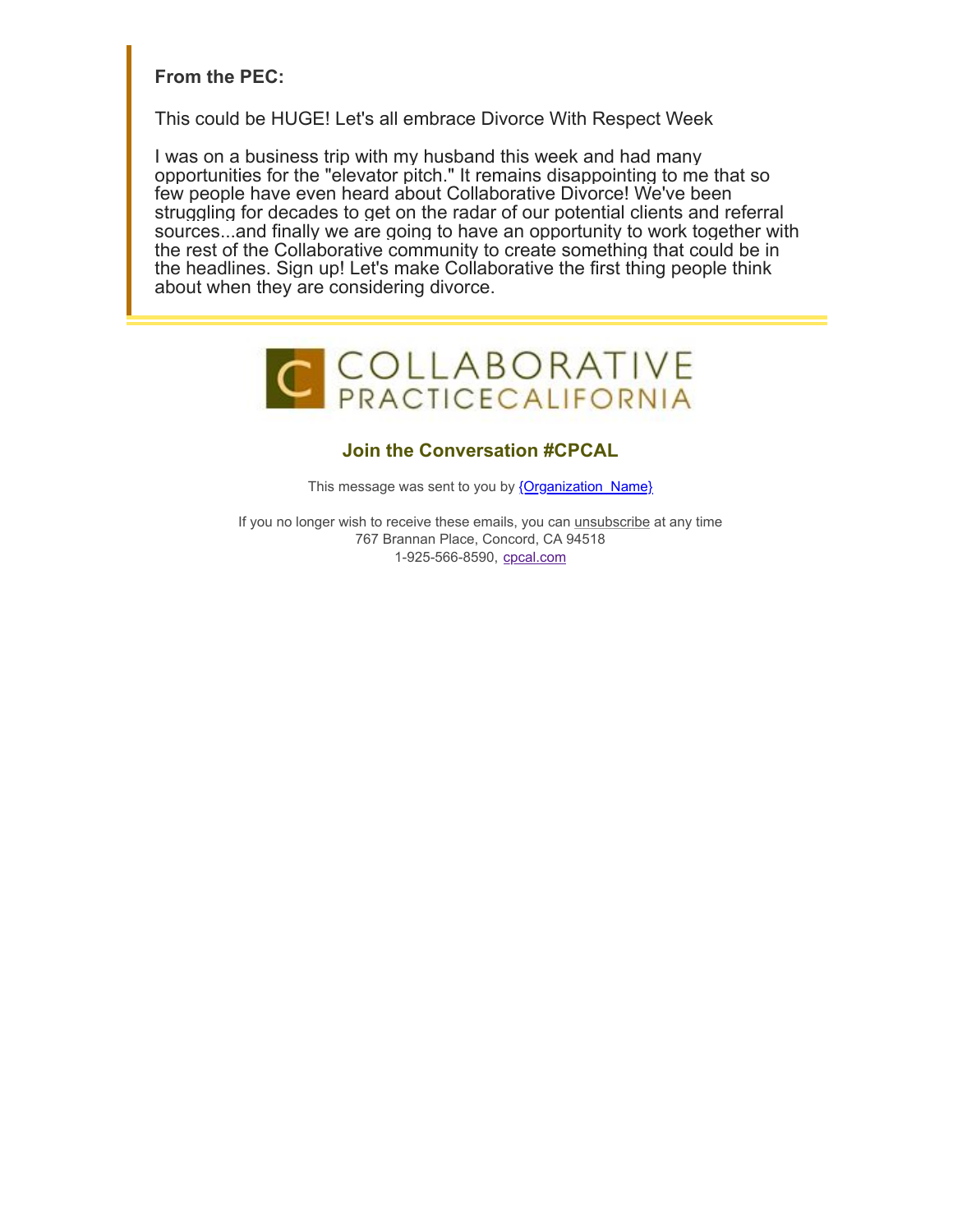**From the PEC:**

This could be HUGE! Let's all embrace Divorce With Respect Week

I was on a business trip with my husband this week and had many opportunities for the "elevator pitch." It remains disappointing to me that so few people have even heard about Collaborative Divorce! We've been struggling for decades to get on the radar of our potential clients and referral sources...and finally we are going to have an opportunity to work together with the rest of the Collaborative community to create something that could be in the headlines. Sign up! Let's make Collaborative the first thing people think about when they are considering divorce.

COLLABORATIVE PRACTICECALIFORNIA

**Join the Conversation #CPCAL**

This message was sent to you by {Organization_Name}

If you no longer wish to receive these emails, you can unsubscribe at any time
767 Brannan Place, Concord, CA 94518
1-925-566-8590, cpcal.com